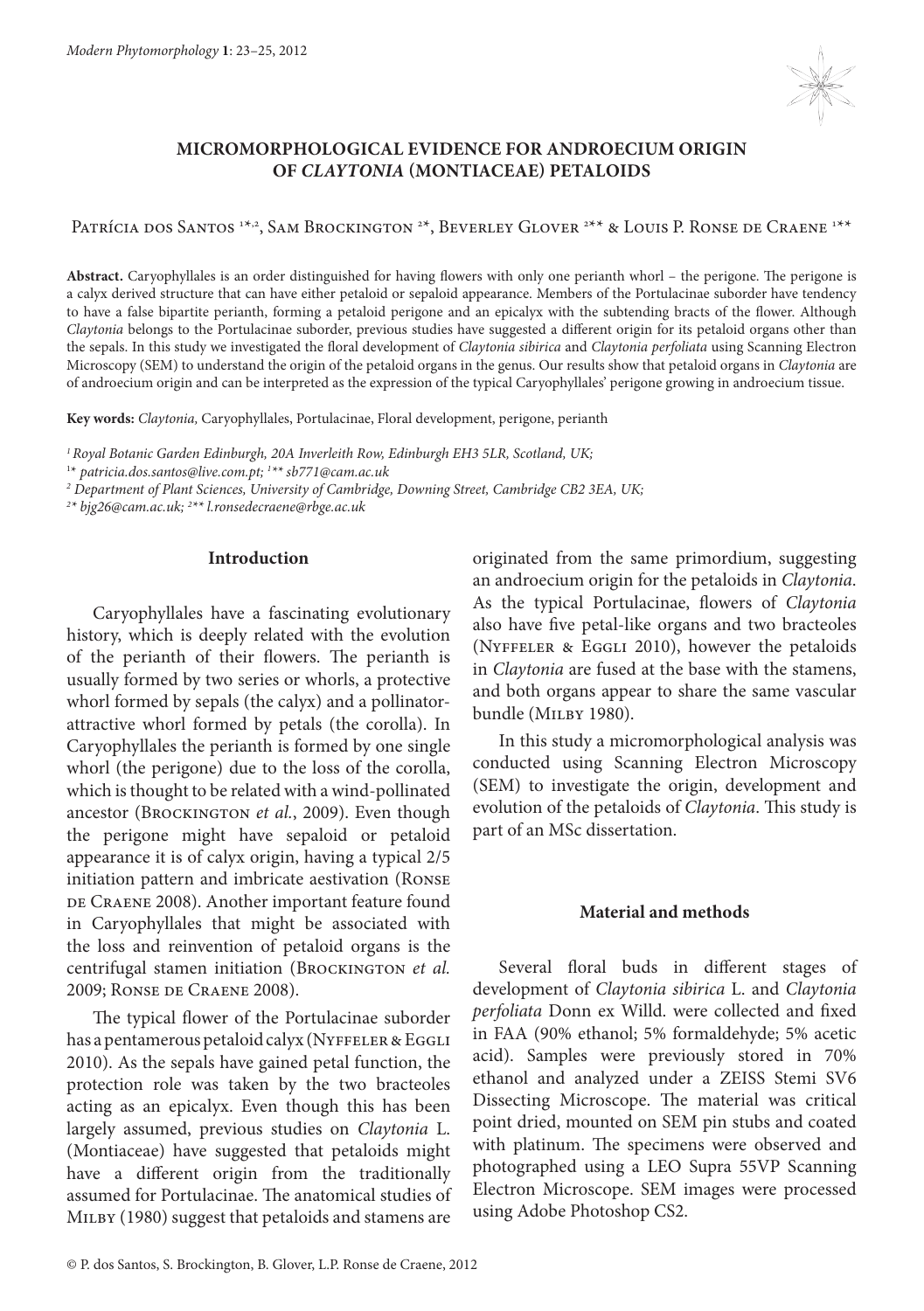# MICROMORPHOLOGICAL EVIDENCE FOR ANDROECIUM ORIGIN OF *CLAYTONIA* (MONTIACEAE) PETALOIDS

Patrícia dos Santos [1\*,2], Sam Brockington [2\*], Beverley Glover [2\*\*] & Louis P. Ronse de Craene [1\*\*]

**Abstract.** Caryophyllales is an order distinguished for having flowers with only one perianth whorl – the perigone. The perigone is a calyx derived structure that can have either petaloid or sepaloid appearance. Members of the Portulacinae suborder have tendency to have a false bipartite perianth, forming a petaloid perigone and an epicalyx with the subtending bracts of the flower. Although *Claytonia* belongs to the Portulacinae suborder, previous studies have suggested a different origin for its petaloid organs other than the sepals. In this study we investigated the floral development of *Claytonia sibirica* and *Claytonia perfoliata* using Scanning Electron Microscopy (SEM) to understand the origin of the petaloid organs in the genus. Our results show that petaloid organs in *Claytonia* are of androecium origin and can be interpreted as the expression of the typical Caryophyllales' perigone growing in androecium tissue.

**Key words:** *Claytonia,* Caryophyllales, Portulacinae, Floral development, perigone, perianth

[1] *Royal Botanic Garden Edinburgh, 20A Inverleith Row, Edinburgh EH3 5LR, Scotland, UK;*

[1\*] *patricia.dos.santos@live.com.pt;* [1\*\*] *sb771@cam.ac.uk*

[2] *Department of Plant Sciences, University of Cambridge, Downing Street, Cambridge CB2 3EA, UK;*

[2\*] *bjg26@cam.ac.uk;* [2\*\*] *l.ronsedecraene@rbge.ac.uk*

## Introduction

Caryophyllales have a fascinating evolutionary history, which is deeply related with the evolution of the perianth of their flowers. The perianth is usually formed by two series or whorls, a protective whorl formed by sepals (the calyx) and a pollinator-attractive whorl formed by petals (the corolla). In Caryophyllales the perianth is formed by one single whorl (the perigone) due to the loss of the corolla, which is thought to be related with a wind-pollinated ancestor (Brockington *et al.*, 2009). Even though the perigone might have sepaloid or petaloid appearance it is of calyx origin, having a typical 2/5 initiation pattern and imbricate aestivation (Ronse de Craene 2008). Another important feature found in Caryophyllales that might be associated with the loss and reinvention of petaloid organs is the centrifugal stamen initiation (Brockington *et al.* 2009; Ronse de Craene 2008).

The typical flower of the Portulacinae suborder has a pentamerous petaloid calyx (Nyffeler & Eggli 2010). As the sepals have gained petal function, the protection role was taken by the two bracteoles acting as an epicalyx. Even though this has been largely assumed, previous studies on *Claytonia* L. (Montiaceae) have suggested that petaloids might have a different origin from the traditionally assumed for Portulacinae. The anatomical studies of Milby (1980) suggest that petaloids and stamens are originated from the same primordium, suggesting an androecium origin for the petaloids in *Claytonia*. As the typical Portulacinae, flowers of *Claytonia* also have five petal-like organs and two bracteoles (Nyffeler & Eggli 2010), however the petaloids in *Claytonia* are fused at the base with the stamens, and both organs appear to share the same vascular bundle (Milby 1980).

In this study a micromorphological analysis was conducted using Scanning Electron Microscopy (SEM) to investigate the origin, development and evolution of the petaloids of *Claytonia*. This study is part of an MSc dissertation.

## Material and methods

Several floral buds in different stages of development of *Claytonia sibirica* L. and *Claytonia perfoliata* Donn ex Willd. were collected and fixed in FAA (90% ethanol; 5% formaldehyde; 5% acetic acid). Samples were previously stored in 70% ethanol and analyzed under a ZEISS Stemi SV6 Dissecting Microscope. The material was critical point dried, mounted on SEM pin stubs and coated with platinum. The specimens were observed and photographed using a LEO Supra 55VP Scanning Electron Microscope. SEM images were processed using Adobe Photoshop CS2.

© P. dos Santos, S. Brockington, B. Glover, L.P. Ronse de Craene, 2012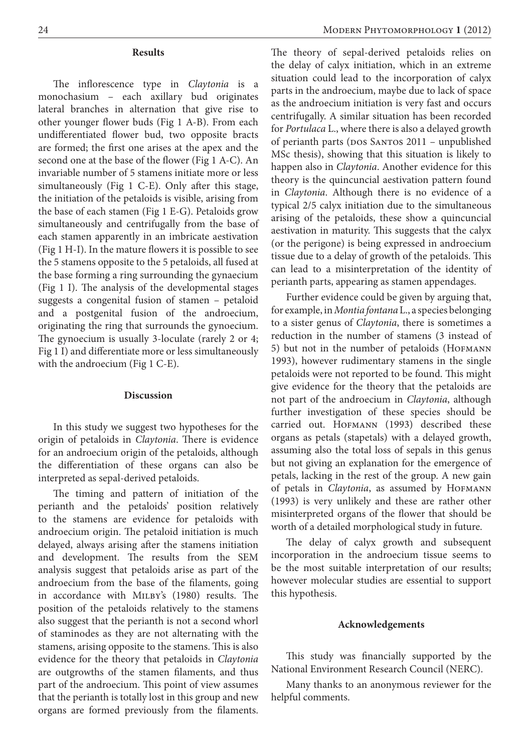## Results

The inflorescence type in *Claytonia* is a monochasium – each axillary bud originates lateral branches in alternation that give rise to other younger flower buds (Fig 1 A-B). From each undifferentiated flower bud, two opposite bracts are formed; the first one arises at the apex and the second one at the base of the flower (Fig 1 A-C). An invariable number of 5 stamens initiate more or less simultaneously (Fig 1 C-E). Only after this stage, the initiation of the petaloids is visible, arising from the base of each stamen (Fig 1 E-G). Petaloids grow simultaneously and centrifugally from the base of each stamen apparently in an imbricate aestivation (Fig 1 H-I). In the mature flowers it is possible to see the 5 stamens opposite to the 5 petaloids, all fused at the base forming a ring surrounding the gynaecium (Fig 1 I). The analysis of the developmental stages suggests a congenital fusion of stamen – petaloid and a postgenital fusion of the androecium, originating the ring that surrounds the gynoecium. The gynoecium is usually 3-loculate (rarely 2 or 4; Fig 1 I) and differentiate more or less simultaneously with the androecium (Fig 1 C-E).

## Discussion

In this study we suggest two hypotheses for the origin of petaloids in *Claytonia*. There is evidence for an androecium origin of the petaloids, although the differentiation of these organs can also be interpreted as sepal-derived petaloids.

The timing and pattern of initiation of the perianth and the petaloids' position relatively to the stamens are evidence for petaloids with androecium origin. The petaloid initiation is much delayed, always arising after the stamens initiation and development. The results from the SEM analysis suggest that petaloids arise as part of the androecium from the base of the filaments, going in accordance with Milby's (1980) results. The position of the petaloids relatively to the stamens also suggest that the perianth is not a second whorl of staminodes as they are not alternating with the stamens, arising opposite to the stamens. This is also evidence for the theory that petaloids in *Claytonia* are outgrowths of the stamen filaments, and thus part of the androecium. This point of view assumes that the perianth is totally lost in this group and new organs are formed previously from the filaments. The theory of sepal-derived petaloids relies on the delay of calyx initiation, which in an extreme situation could lead to the incorporation of calyx parts in the androecium, maybe due to lack of space as the androecium initiation is very fast and occurs centrifugally. A similar situation has been recorded for *Portulaca* L., where there is also a delayed growth of perianth parts (dos Santos 2011 – unpublished MSc thesis), showing that this situation is likely to happen also in *Claytonia*. Another evidence for this theory is the quincuncial aestivation pattern found in *Claytonia*. Although there is no evidence of a typical 2/5 calyx initiation due to the simultaneous arising of the petaloids, these show a quincuncial aestivation in maturity. This suggests that the calyx (or the perigone) is being expressed in androecium tissue due to a delay of growth of the petaloids. This can lead to a misinterpretation of the identity of perianth parts, appearing as stamen appendages.

Further evidence could be given by arguing that, for example, in *Montia fontana* L., a species belonging to a sister genus of *Claytonia*, there is sometimes a reduction in the number of stamens (3 instead of 5) but not in the number of petaloids (Hofmann 1993), however rudimentary stamens in the single petaloids were not reported to be found. This might give evidence for the theory that the petaloids are not part of the androecium in *Claytonia*, although further investigation of these species should be carried out. Hofmann (1993) described these organs as petals (stapetals) with a delayed growth, assuming also the total loss of sepals in this genus but not giving an explanation for the emergence of petals, lacking in the rest of the group. A new gain of petals in *Claytonia*, as assumed by Hofmann (1993) is very unlikely and these are rather other misinterpreted organs of the flower that should be worth of a detailed morphological study in future.

The delay of calyx growth and subsequent incorporation in the androecium tissue seems to be the most suitable interpretation of our results; however molecular studies are essential to support this hypothesis.

## Acknowledgements

This study was financially supported by the National Environment Research Council (NERC).

Many thanks to an anonymous reviewer for the helpful comments.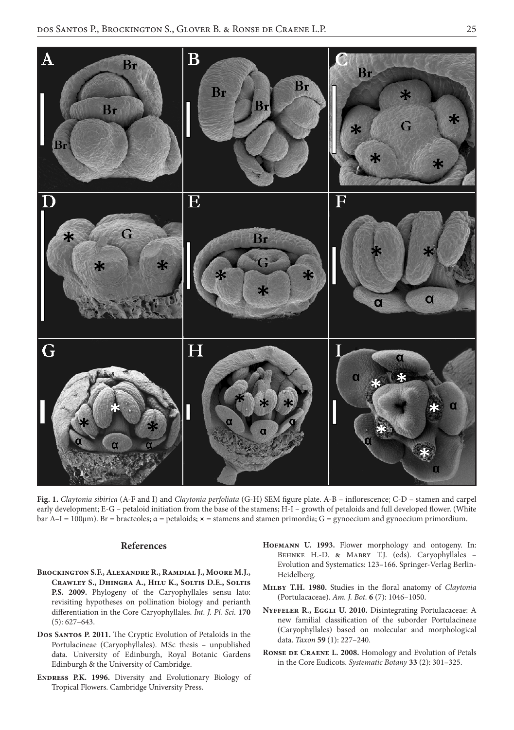**Fig. 1.** *Claytonia sibirica* (A-F and I) and *Claytonia perfoliata* (G-H) SEM figure plate. A-B – inflorescence; C-D – stamen and carpel early development; E-G – petaloid initiation from the base of the stamens; H-I – growth of petaloids and full developed flower. (White bar A–I = 100μm). Br = bracteoles; α = petaloids; ∗ = stamens and stamen primordia; G = gynoecium and gynoecium primordium.

## References

**Brockington S.F., Alexandre R., Ramdial J., Moore M.J., Crawley S., Dhingra A., Hilu K., Soltis D.E., Soltis P.S. 2009.** Phylogeny of the Caryophyllales sensu lato: revisiting hypotheses on pollination biology and perianth differentiation in the Core Caryophyllales. *Int. J. Pl. Sci.* **170** (5): 627–643.

**Dos Santos P. 2011.** The Cryptic Evolution of Petaloids in the Portulacineae (Caryophyllales). MSc thesis – unpublished data. University of Edinburgh, Royal Botanic Gardens Edinburgh & the University of Cambridge.

**Endress P.K. 1996.** Diversity and Evolutionary Biology of Tropical Flowers. Cambridge University Press.

**Hofmann U. 1993.** Flower morphology and ontogeny. In: Behnke H.-D. & Mabry T.J. (eds). Caryophyllales – Evolution and Systematics: 123–166. Springer-Verlag Berlin-Heidelberg.

**Milby T.H. 1980.** Studies in the floral anatomy of *Claytonia* (Portulacaceae). *Am. J. Bot.* **6** (7): 1046–1050.

**Nyffeler R., Eggli U. 2010.** Disintegrating Portulacaceae: A new familial classification of the suborder Portulacineae (Caryophyllales) based on molecular and morphological data. *Taxon* **59** (1): 227–240.

**Ronse de Craene L. 2008.** Homology and Evolution of Petals in the Core Eudicots. *Systematic Botany* **33** (2): 301–325.